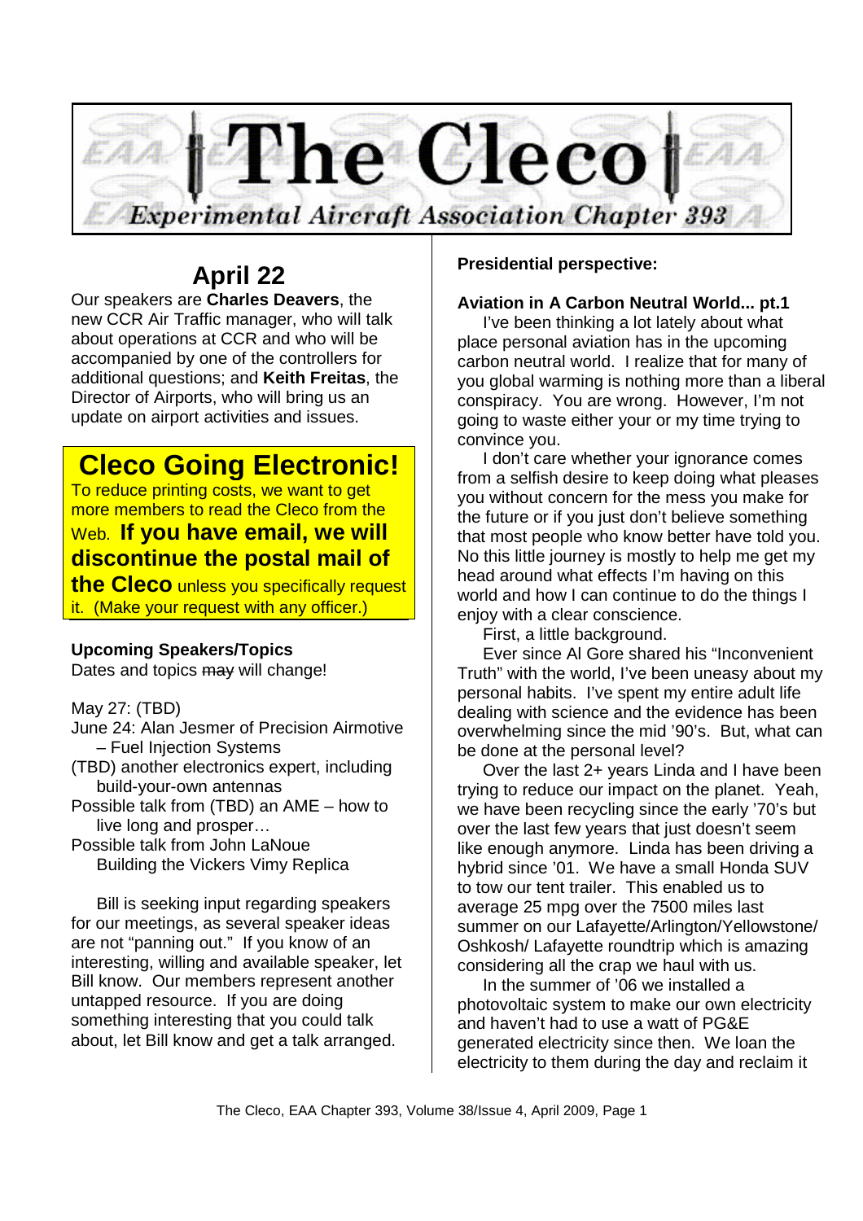# The Cleco

*Experimental Aircraft Association Chapter 393*

## April 22

Our speakers are **Charles Deavers**, the new CCR Air Traffic manager, who will talk about operations at CCR and who will be accompanied by one of the controllers for additional questions; and **Keith Freitas**, the Director of Airports, who will bring us an update on airport activities and issues.

## Cleco Going Electronic!

To reduce printing costs, we want to get more members to read the Cleco from the Web. **If you have email, we will discontinue the postal mail of the Cleco** unless you specifically request it. (Make your request with any officer.)

### Upcoming Speakers/Topics

Dates and topics ~~may~~ will change!

May 27: (TBD)

June 24: Alan Jesmer of Precision Airmotive – Fuel Injection Systems

(TBD) another electronics expert, including build-your-own antennas

Possible talk from (TBD) an AME – how to live long and prosper…

Possible talk from John LaNoue Building the Vickers Vimy Replica

Bill is seeking input regarding speakers for our meetings, as several speaker ideas are not "panning out." If you know of an interesting, willing and available speaker, let Bill know. Our members represent another untapped resource. If you are doing something interesting that you could talk about, let Bill know and get a talk arranged.

### Presidential perspective:

**Aviation in A Carbon Neutral World... pt.1**

I've been thinking a lot lately about what place personal aviation has in the upcoming carbon neutral world. I realize that for many of you global warming is nothing more than a liberal conspiracy. You are wrong. However, I'm not going to waste either your or my time trying to convince you.

I don't care whether your ignorance comes from a selfish desire to keep doing what pleases you without concern for the mess you make for the future or if you just don't believe something that most people who know better have told you. No this little journey is mostly to help me get my head around what effects I'm having on this world and how I can continue to do the things I enjoy with a clear conscience.

First, a little background.

Ever since Al Gore shared his "Inconvenient Truth" with the world, I've been uneasy about my personal habits. I've spent my entire adult life dealing with science and the evidence has been overwhelming since the mid '90's. But, what can be done at the personal level?

Over the last 2+ years Linda and I have been trying to reduce our impact on the planet. Yeah, we have been recycling since the early '70's but over the last few years that just doesn't seem like enough anymore. Linda has been driving a hybrid since '01. We have a small Honda SUV to tow our tent trailer. This enabled us to average 25 mpg over the 7500 miles last summer on our Lafayette/Arlington/Yellowstone/ Oshkosh/ Lafayette roundtrip which is amazing considering all the crap we haul with us.

In the summer of '06 we installed a photovoltaic system to make our own electricity and haven't had to use a watt of PG&E generated electricity since then. We loan the electricity to them during the day and reclaim it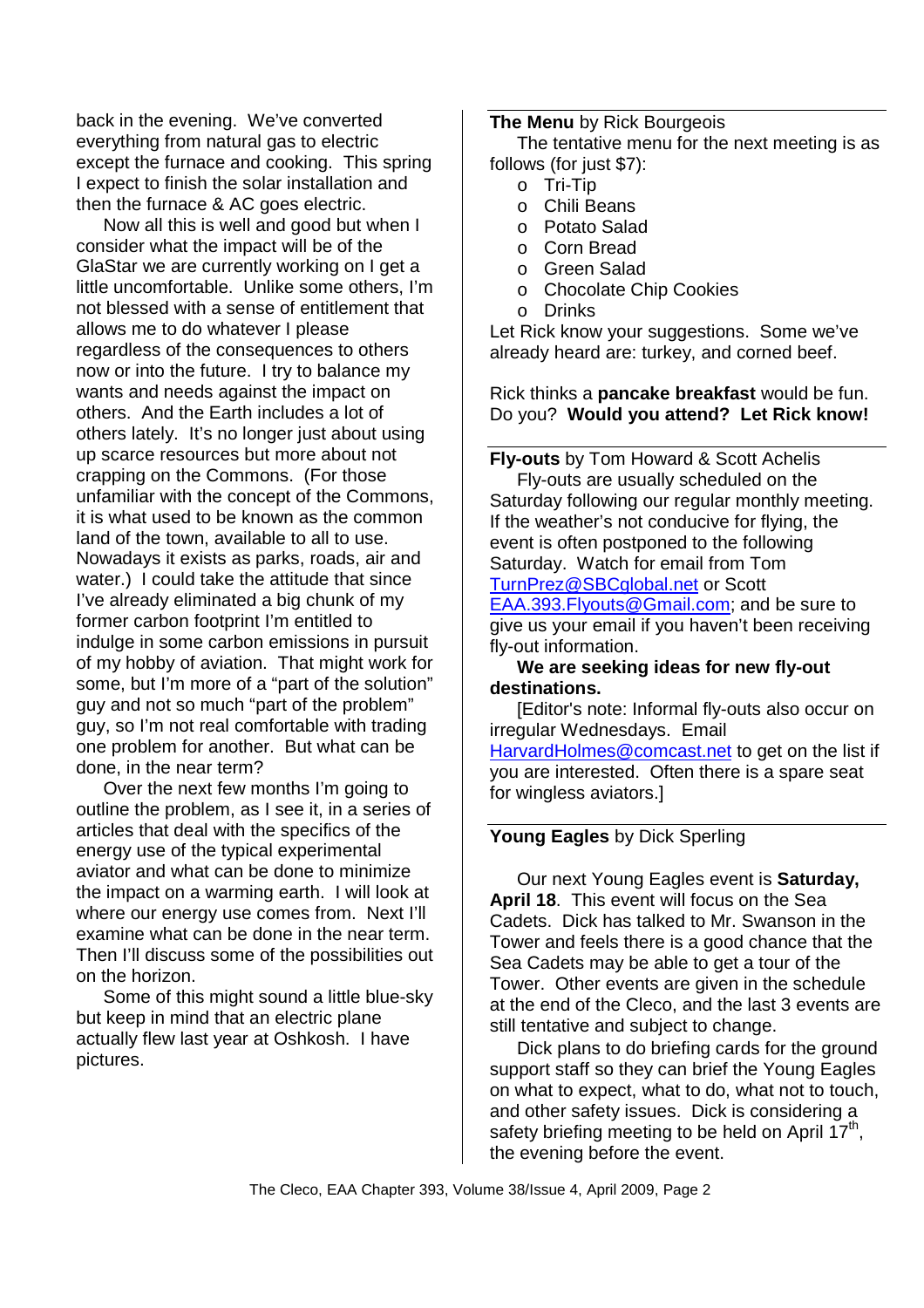back in the evening. We've converted everything from natural gas to electric except the furnace and cooking. This spring I expect to finish the solar installation and then the furnace & AC goes electric.

Now all this is well and good but when I consider what the impact will be of the GlaStar we are currently working on I get a little uncomfortable. Unlike some others, I'm not blessed with a sense of entitlement that allows me to do whatever I please regardless of the consequences to others now or into the future. I try to balance my wants and needs against the impact on others. And the Earth includes a lot of others lately. It's no longer just about using up scarce resources but more about not crapping on the Commons. (For those unfamiliar with the concept of the Commons, it is what used to be known as the common land of the town, available to all to use. Nowadays it exists as parks, roads, air and water.) I could take the attitude that since I've already eliminated a big chunk of my former carbon footprint I'm entitled to indulge in some carbon emissions in pursuit of my hobby of aviation. That might work for some, but I'm more of a "part of the solution" guy and not so much "part of the problem" guy, so I'm not real comfortable with trading one problem for another. But what can be done, in the near term?

Over the next few months I'm going to outline the problem, as I see it, in a series of articles that deal with the specifics of the energy use of the typical experimental aviator and what can be done to minimize the impact on a warming earth. I will look at where our energy use comes from. Next I'll examine what can be done in the near term. Then I'll discuss some of the possibilities out on the horizon.

Some of this might sound a little blue-sky but keep in mind that an electric plane actually flew last year at Oshkosh. I have pictures.

---

**The Menu** by Rick Bourgeois

The tentative menu for the next meeting is as follows (for just $7):

- Tri-Tip
- Chili Beans
- Potato Salad
- Corn Bread
- Green Salad
- Chocolate Chip Cookies
- Drinks

Let Rick know your suggestions. Some we've already heard are: turkey, and corned beef.

Rick thinks a **pancake breakfast** would be fun. Do you? **Would you attend? Let Rick know!**

---

**Fly-outs** by Tom Howard & Scott Achelis

Fly-outs are usually scheduled on the Saturday following our regular monthly meeting. If the weather's not conducive for flying, the event is often postponed to the following Saturday. Watch for email from Tom TurnPrez@SBCglobal.net or Scott EAA.393.Flyouts@Gmail.com; and be sure to give us your email if you haven't been receiving fly-out information.

**We are seeking ideas for new fly-out destinations.**

[Editor's note: Informal fly-outs also occur on irregular Wednesdays. Email HarvardHolmes@comcast.net to get on the list if you are interested. Often there is a spare seat for wingless aviators.]

---

**Young Eagles** by Dick Sperling

Our next Young Eagles event is **Saturday, April 18**. This event will focus on the Sea Cadets. Dick has talked to Mr. Swanson in the Tower and feels there is a good chance that the Sea Cadets may be able to get a tour of the Tower. Other events are given in the schedule at the end of the Cleco, and the last 3 events are still tentative and subject to change.

Dick plans to do briefing cards for the ground support staff so they can brief the Young Eagles on what to expect, what to do, what not to touch, and other safety issues. Dick is considering a safety briefing meeting to be held on April 17th, the evening before the event.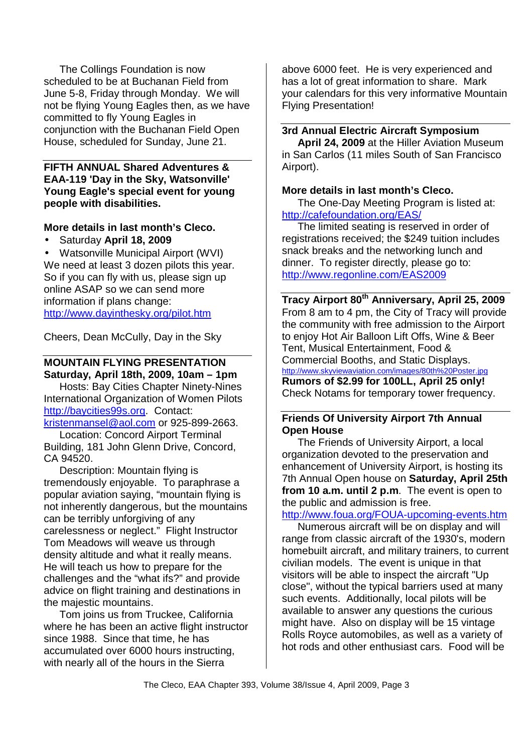The Collings Foundation is now scheduled to be at Buchanan Field from June 5-8, Friday through Monday. We will not be flying Young Eagles then, as we have committed to fly Young Eagles in conjunction with the Buchanan Field Open House, scheduled for Sunday, June 21.

---

**FIFTH ANNUAL Shared Adventures & EAA-119 'Day in the Sky, Watsonville' Young Eagle's special event for young people with disabilities.**

**More details in last month's Cleco.**

- Saturday **April 18, 2009**
- Watsonville Municipal Airport (WVI)

We need at least 3 dozen pilots this year. So if you can fly with us, please sign up online ASAP so we can send more information if plans change: http://www.dayinthesky.org/pilot.htm

Cheers, Dean McCully, Day in the Sky

---

**MOUNTAIN FLYING PRESENTATION**
**Saturday, April 18th, 2009, 10am – 1pm**

Hosts: Bay Cities Chapter Ninety-Nines International Organization of Women Pilots http://baycities99s.org. Contact: kristenmansel@aol.com or 925-899-2663.

Location: Concord Airport Terminal Building, 181 John Glenn Drive, Concord, CA 94520.

Description: Mountain flying is tremendously enjoyable. To paraphrase a popular aviation saying, "mountain flying is not inherently dangerous, but the mountains can be terribly unforgiving of any carelessness or neglect." Flight Instructor Tom Meadows will weave us through density altitude and what it really means. He will teach us how to prepare for the challenges and the "what ifs?" and provide advice on flight training and destinations in the majestic mountains.

Tom joins us from Truckee, California where he has been an active flight instructor since 1988. Since that time, he has accumulated over 6000 hours instructing, with nearly all of the hours in the Sierra above 6000 feet. He is very experienced and has a lot of great information to share. Mark your calendars for this very informative Mountain Flying Presentation!

---

**3rd Annual Electric Aircraft Symposium**

**April 24, 2009** at the Hiller Aviation Museum in San Carlos (11 miles South of San Francisco Airport).

**More details in last month's Cleco.**

The One-Day Meeting Program is listed at: http://cafefoundation.org/EAS/

The limited seating is reserved in order of registrations received; the $249 tuition includes snack breaks and the networking lunch and dinner. To register directly, please go to: http://www.regonline.com/EAS2009

---

**Tracy Airport 80th Anniversary, April 25, 2009**

From 8 am to 4 pm, the City of Tracy will provide the community with free admission to the Airport to enjoy Hot Air Balloon Lift Offs, Wine & Beer Tent, Musical Entertainment, Food & Commercial Booths, and Static Displays.
http://www.skyviewaviation.com/images/80th%20Poster.jpg
**Rumors of $2.99 for 100LL, April 25 only!**
Check Notams for temporary tower frequency.

---

**Friends Of University Airport 7th Annual Open House**

The Friends of University Airport, a local organization devoted to the preservation and enhancement of University Airport, is hosting its 7th Annual Open house on **Saturday, April 25th from 10 a.m. until 2 p.m**. The event is open to the public and admission is free.
http://www.foua.org/FOUA-upcoming-events.htm

Numerous aircraft will be on display and will range from classic aircraft of the 1930's, modern homebuilt aircraft, and military trainers, to current civilian models. The event is unique in that visitors will be able to inspect the aircraft "Up close", without the typical barriers used at many such events. Additionally, local pilots will be available to answer any questions the curious might have. Also on display will be 15 vintage Rolls Royce automobiles, as well as a variety of hot rods and other enthusiast cars. Food will be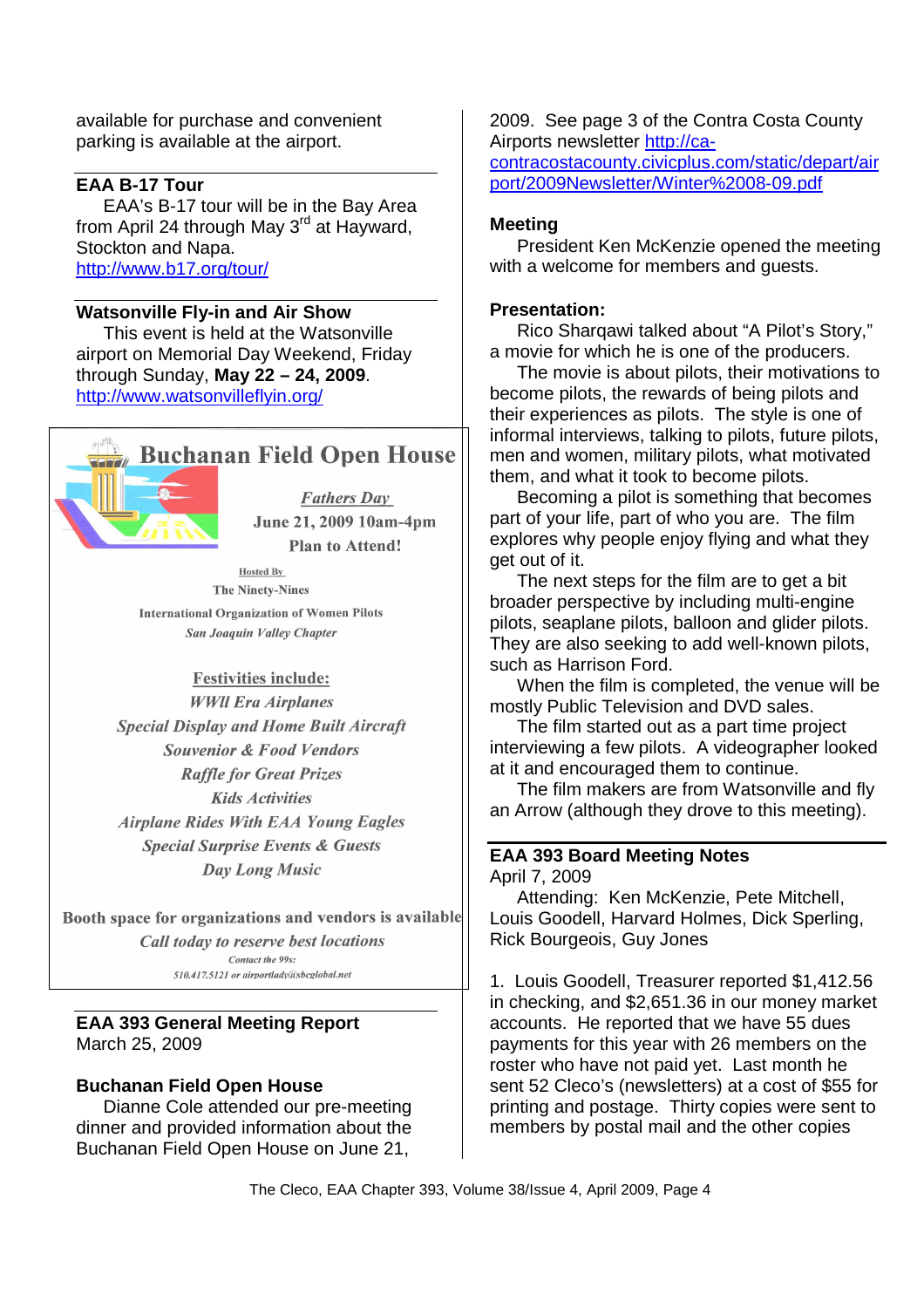available for purchase and convenient parking is available at the airport.

---

**EAA B-17 Tour**

EAA's B-17 tour will be in the Bay Area from April 24 through May 3rd at Hayward, Stockton and Napa.
http://www.b17.org/tour/

---

**Watsonville Fly-in and Air Show**

This event is held at the Watsonville airport on Memorial Day Weekend, Friday through Sunday, **May 22 – 24, 2009**.
http://www.watsonvilleflyin.org/

---

## Buchanan Field Open House

*Fathers Day*

**June 21, 2009 10am-4pm**

**Plan to Attend!**

Hosted By

The Ninety-Nines

International Organization of Women Pilots

*San Joaquin Valley Chapter*

**Festivities include:**

*WWII Era Airplanes*
*Special Display and Home Built Aircraft*
*Souvenior & Food Vendors*
*Raffle for Great Prizes*
*Kids Activities*
*Airplane Rides With EAA Young Eagles*
*Special Surprise Events & Guests*
*Day Long Music*

Booth space for organizations and vendors is available

*Call today to reserve best locations*

*Contact the 99s:*
*510.417.5121 or airportlady@sbcglobal.net*

---

**EAA 393 General Meeting Report**
March 25, 2009

**Buchanan Field Open House**

Dianne Cole attended our pre-meeting dinner and provided information about the Buchanan Field Open House on June 21, 2009. See page 3 of the Contra Costa County Airports newsletter http://ca-contracostacounty.civicplus.com/static/depart/airport/2009Newsletter/Winter%2008-09.pdf

**Meeting**

President Ken McKenzie opened the meeting with a welcome for members and guests.

**Presentation:**

Rico Sharqawi talked about "A Pilot's Story," a movie for which he is one of the producers.

The movie is about pilots, their motivations to become pilots, the rewards of being pilots and their experiences as pilots. The style is one of informal interviews, talking to pilots, future pilots, men and women, military pilots, what motivated them, and what it took to become pilots.

Becoming a pilot is something that becomes part of your life, part of who you are. The film explores why people enjoy flying and what they get out of it.

The next steps for the film are to get a bit broader perspective by including multi-engine pilots, seaplane pilots, balloon and glider pilots. They are also seeking to add well-known pilots, such as Harrison Ford.

When the film is completed, the venue will be mostly Public Television and DVD sales.

The film started out as a part time project interviewing a few pilots. A videographer looked at it and encouraged them to continue.

The film makers are from Watsonville and fly an Arrow (although they drove to this meeting).

---

**EAA 393 Board Meeting Notes**
April 7, 2009

Attending: Ken McKenzie, Pete Mitchell, Louis Goodell, Harvard Holmes, Dick Sperling, Rick Bourgeois, Guy Jones

1. Louis Goodell, Treasurer reported $1,412.56 in checking, and $2,651.36 in our money market accounts. He reported that we have 55 dues payments for this year with 26 members on the roster who have not paid yet. Last month he sent 52 Cleco's (newsletters) at a cost of $55 for printing and postage. Thirty copies were sent to members by postal mail and the other copies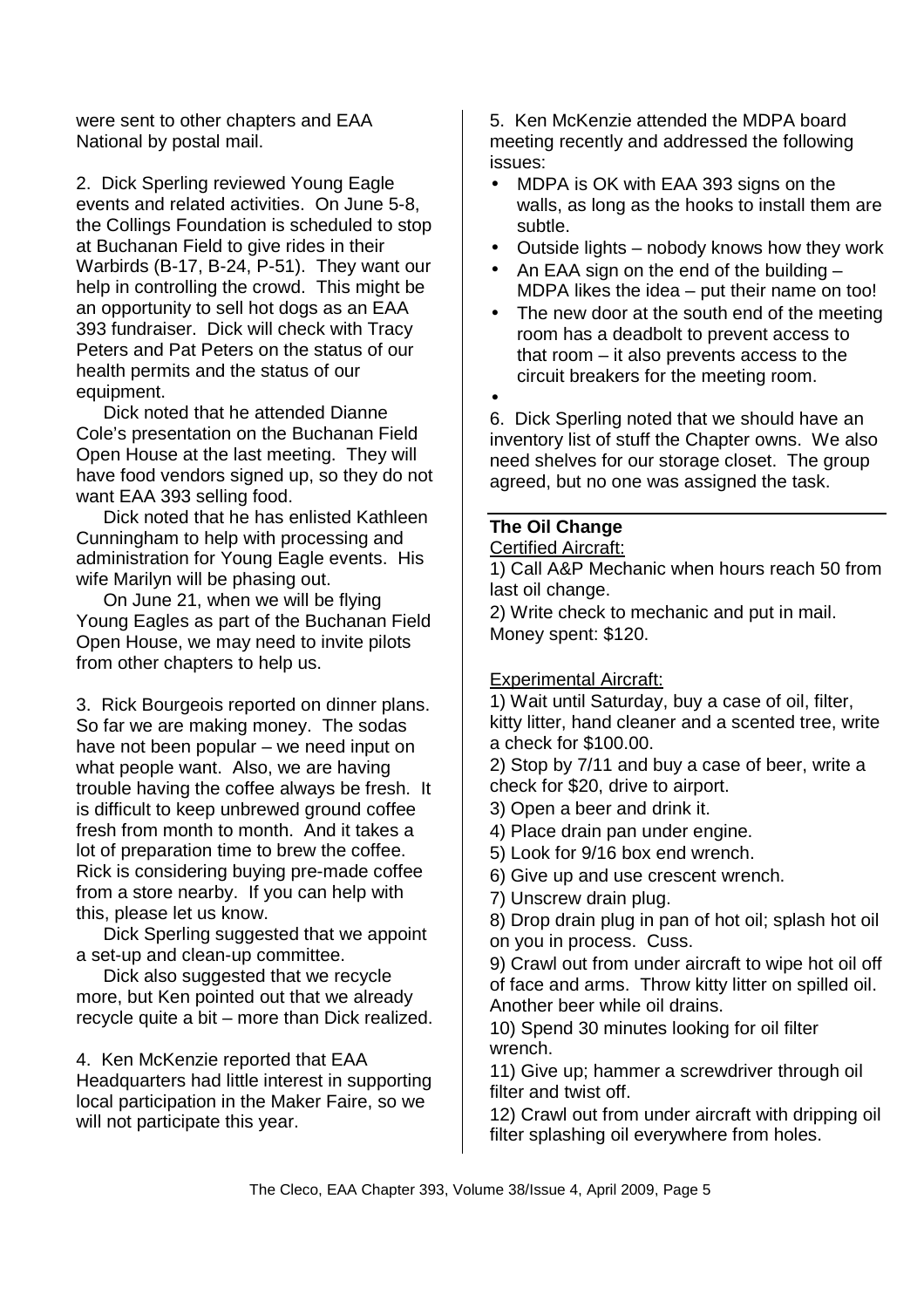were sent to other chapters and EAA National by postal mail.

2. Dick Sperling reviewed Young Eagle events and related activities. On June 5-8, the Collings Foundation is scheduled to stop at Buchanan Field to give rides in their Warbirds (B-17, B-24, P-51). They want our help in controlling the crowd. This might be an opportunity to sell hot dogs as an EAA 393 fundraiser. Dick will check with Tracy Peters and Pat Peters on the status of our health permits and the status of our equipment.

Dick noted that he attended Dianne Cole's presentation on the Buchanan Field Open House at the last meeting. They will have food vendors signed up, so they do not want EAA 393 selling food.

Dick noted that he has enlisted Kathleen Cunningham to help with processing and administration for Young Eagle events. His wife Marilyn will be phasing out.

On June 21, when we will be flying Young Eagles as part of the Buchanan Field Open House, we may need to invite pilots from other chapters to help us.

3. Rick Bourgeois reported on dinner plans. So far we are making money. The sodas have not been popular – we need input on what people want. Also, we are having trouble having the coffee always be fresh. It is difficult to keep unbrewed ground coffee fresh from month to month. And it takes a lot of preparation time to brew the coffee. Rick is considering buying pre-made coffee from a store nearby. If you can help with this, please let us know.

Dick Sperling suggested that we appoint a set-up and clean-up committee.

Dick also suggested that we recycle more, but Ken pointed out that we already recycle quite a bit – more than Dick realized.

4. Ken McKenzie reported that EAA Headquarters had little interest in supporting local participation in the Maker Faire, so we will not participate this year.

5. Ken McKenzie attended the MDPA board meeting recently and addressed the following issues:

- MDPA is OK with EAA 393 signs on the walls, as long as the hooks to install them are subtle.
- Outside lights – nobody knows how they work
- An EAA sign on the end of the building – MDPA likes the idea – put their name on too!
- The new door at the south end of the meeting room has a deadbolt to prevent access to that room – it also prevents access to the circuit breakers for the meeting room.
-

6. Dick Sperling noted that we should have an inventory list of stuff the Chapter owns. We also need shelves for our storage closet. The group agreed, but no one was assigned the task.

## The Oil Change

Certified Aircraft:

1) Call A&P Mechanic when hours reach 50 from last oil change.
2) Write check to mechanic and put in mail.
Money spent: $120.

Experimental Aircraft:

1) Wait until Saturday, buy a case of oil, filter, kitty litter, hand cleaner and a scented tree, write a check for $100.00.
2) Stop by 7/11 and buy a case of beer, write a check for $20, drive to airport.
3) Open a beer and drink it.
4) Place drain pan under engine.
5) Look for 9/16 box end wrench.
6) Give up and use crescent wrench.
7) Unscrew drain plug.
8) Drop drain plug in pan of hot oil; splash hot oil on you in process. Cuss.
9) Crawl out from under aircraft to wipe hot oil off of face and arms. Throw kitty litter on spilled oil. Another beer while oil drains.
10) Spend 30 minutes looking for oil filter wrench.
11) Give up; hammer a screwdriver through oil filter and twist off.
12) Crawl out from under aircraft with dripping oil filter splashing oil everywhere from holes.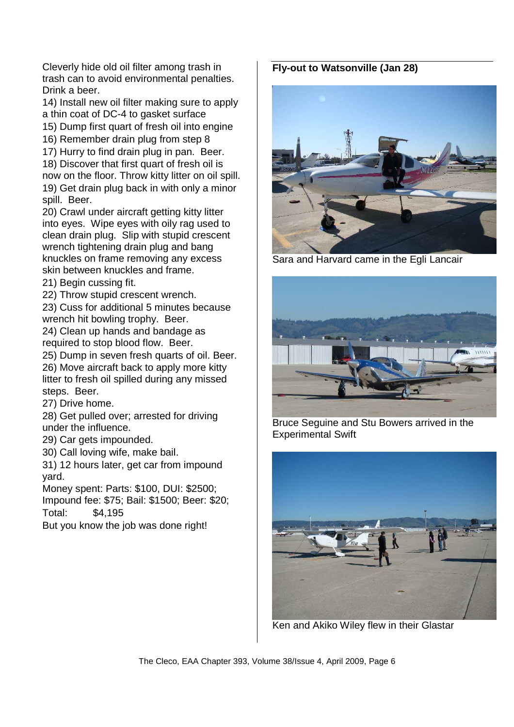Cleverly hide old oil filter among trash in trash can to avoid environmental penalties. Drink a beer.

14) Install new oil filter making sure to apply a thin coat of DC-4 to gasket surface

15) Dump first quart of fresh oil into engine

16) Remember drain plug from step 8

17) Hurry to find drain plug in pan. Beer.

18) Discover that first quart of fresh oil is now on the floor. Throw kitty litter on oil spill.

19) Get drain plug back in with only a minor spill. Beer.

20) Crawl under aircraft getting kitty litter into eyes. Wipe eyes with oily rag used to clean drain plug. Slip with stupid crescent wrench tightening drain plug and bang knuckles on frame removing any excess skin between knuckles and frame.

21) Begin cussing fit.

22) Throw stupid crescent wrench.

23) Cuss for additional 5 minutes because wrench hit bowling trophy. Beer.

24) Clean up hands and bandage as required to stop blood flow. Beer.

25) Dump in seven fresh quarts of oil. Beer.

26) Move aircraft back to apply more kitty litter to fresh oil spilled during any missed steps. Beer.

27) Drive home.

28) Get pulled over; arrested for driving under the influence.

29) Car gets impounded.

30) Call loving wife, make bail.

31) 12 hours later, get car from impound yard.

Money spent: Parts: $100, DUI: $2500; Impound fee: $75; Bail: $1500; Beer: $20; Total: $4,195

But you know the job was done right!

**Fly-out to Watsonville (Jan 28)**

Sara and Harvard came in the Egli Lancair

Bruce Seguine and Stu Bowers arrived in the Experimental Swift

Ken and Akiko Wiley flew in their Glastar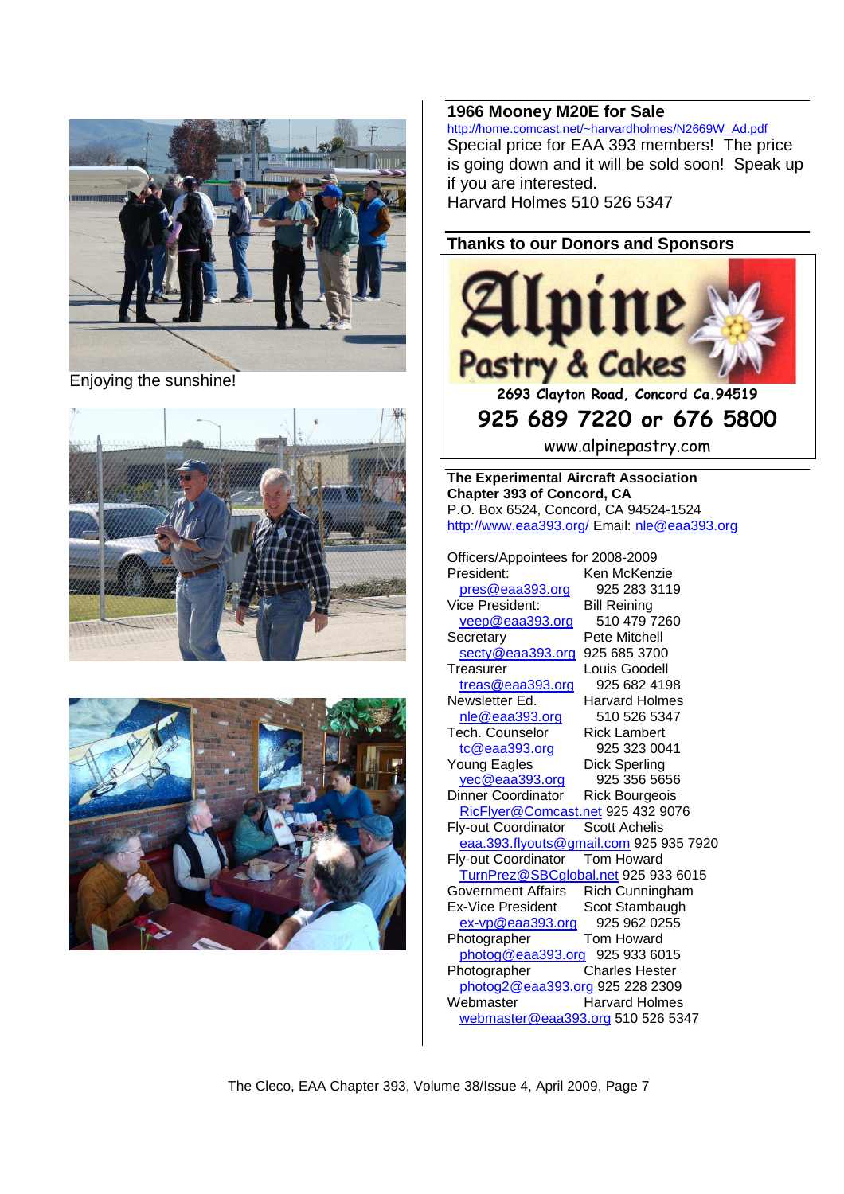Enjoying the sunshine!

## 1966 Mooney M20E for Sale

http://home.comcast.net/~harvardholmes/N2669W_Ad.pdf

Special price for EAA 393 members! The price is going down and it will be sold soon! Speak up if you are interested.

Harvard Holmes 510 526 5347

## Thanks to our Donors and Sponsors

**Alpine Pastry & Cakes**

2693 Clayton Road, Concord Ca.94519

925 689 7220 or 676 5800

www.alpinepastry.com

**The Experimental Aircraft Association**
**Chapter 393 of Concord, CA**
P.O. Box 6524, Concord, CA 94524-1524
http://www.eaa393.org/ Email: nle@eaa393.org

Officers/Appointees for 2008-2009

| Position | Name / Contact |
|---|---|
| President: | Ken McKenzie |
| pres@eaa393.org | 925 283 3119 |
| Vice President: | Bill Reining |
| veep@eaa393.org | 510 479 7260 |
| Secretary | Pete Mitchell |
| secty@eaa393.org | 925 685 3700 |
| Treasurer | Louis Goodell |
| treas@eaa393.org | 925 682 4198 |
| Newsletter Ed. | Harvard Holmes |
| nle@eaa393.org | 510 526 5347 |
| Tech. Counselor | Rick Lambert |
| tc@eaa393.org | 925 323 0041 |
| Young Eagles | Dick Sperling |
| yec@eaa393.org | 925 356 5656 |
| Dinner Coordinator | Rick Bourgeois |
| RicFlyer@Comcast.net | 925 432 9076 |
| Fly-out Coordinator | Scott Achelis |
| eaa.393.flyouts@gmail.com | 925 935 7920 |
| Fly-out Coordinator | Tom Howard |
| TurnPrez@SBCglobal.net | 925 933 6015 |
| Government Affairs | Rich Cunningham |
| Ex-Vice President | Scot Stambaugh |
| ex-vp@eaa393.org | 925 962 0255 |
| Photographer | Tom Howard |
| photog@eaa393.org | 925 933 6015 |
| Photographer | Charles Hester |
| photog2@eaa393.org | 925 228 2309 |
| Webmaster | Harvard Holmes |
| webmaster@eaa393.org | 510 526 5347 |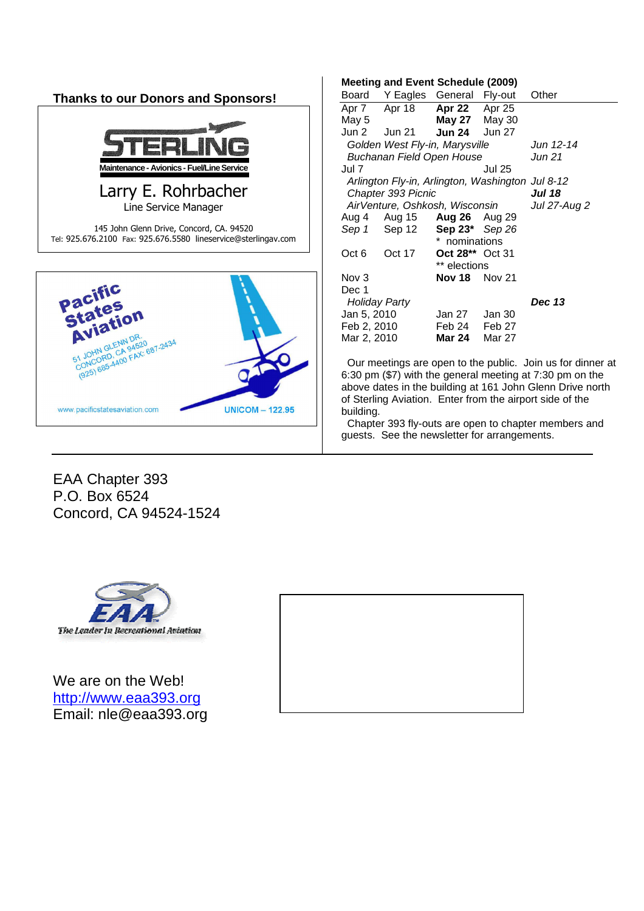## Thanks to our Donors and Sponsors!

STERLING
Maintenance - Avionics - Fuel/Line Service

Larry E. Rohrbacher
Line Service Manager

145 John Glenn Drive, Concord, CA. 94520
Tel: 925.676.2100 Fax: 925.676.5580 lineservice@sterlingav.com

Pacific States Aviation
51 JOHN GLENN DR.
CONCORD, CA 94520
(925) 685-4400 FAX: 687-2434
www.pacificstatesaviation.com
UNICOM – 122.95

## Meeting and Event Schedule (2009)

| Board | Y Eagles | General | Fly-out | Other |
|---|---|---|---|---|
| Apr 7 | Apr 18 | **Apr 22** | Apr 25 | |
| May 5 | | **May 27** | May 30 | |
| Jun 2 | Jun 21 | **Jun 24** | Jun 27 | |
| *Golden West Fly-in, Marysville* | | | | *Jun 12-14* |
| *Buchanan Field Open House* | | | | *Jun 21* |
| Jul 7 | | | Jul 25 | |
| *Arlington Fly-in, Arlington, Washington* | | | | *Jul 8-12* |
| *Chapter 393 Picnic* | | | | ***Jul 18*** |
| *AirVenture, Oshkosh, Wisconsin* | | | | *Jul 27-Aug 2* |
| Aug 4 | Aug 15 | **Aug 26** | Aug 29 | |
| *Sep 1* | Sep 12 | **Sep 23*** | *Sep 26* | |
| | | * nominations | | |
| Oct 6 | Oct 17 | **Oct 28**** | Oct 31 | |
| | | ** elections | | |
| Nov 3 | | **Nov 18** | Nov 21 | |
| Dec 1 | | | | |
| *Holiday Party* | | | | ***Dec 13*** |
| Jan 5, 2010 | | Jan 27 | Jan 30 | |
| Feb 2, 2010 | | Feb 24 | Feb 27 | |
| Mar 2, 2010 | | **Mar 24** | Mar 27 | |

Our meetings are open to the public. Join us for dinner at 6:30 pm ($7) with the general meeting at 7:30 pm on the above dates in the building at 161 John Glenn Drive north of Sterling Aviation. Enter from the airport side of the building.

Chapter 393 fly-outs are open to chapter members and guests. See the newsletter for arrangements.

EAA Chapter 393
P.O. Box 6524
Concord, CA 94524-1524

EAA
The Leader In Recreational Aviation

We are on the Web!
[http://www.eaa393.org](http://www.eaa393.org)
Email: nle@eaa393.org